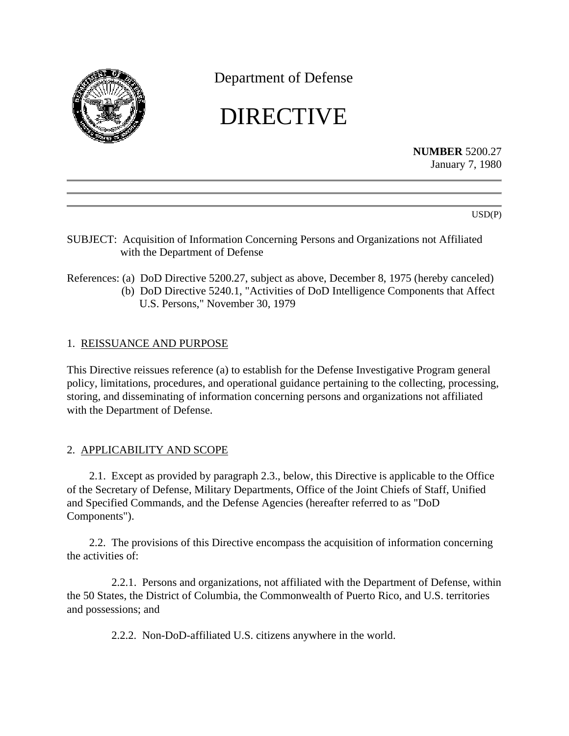Department of Defense

# DIRECTIVE

**NUMBER** 5200.27
January 7, 1980

USD(P)

SUBJECT: Acquisition of Information Concerning Persons and Organizations not Affiliated with the Department of Defense

References: (a) DoD Directive 5200.27, subject as above, December 8, 1975 (hereby canceled)
(b) DoD Directive 5240.1, "Activities of DoD Intelligence Components that Affect U.S. Persons," November 30, 1979

## 1. REISSUANCE AND PURPOSE

This Directive reissues reference (a) to establish for the Defense Investigative Program general policy, limitations, procedures, and operational guidance pertaining to the collecting, processing, storing, and disseminating of information concerning persons and organizations not affiliated with the Department of Defense.

## 2. APPLICABILITY AND SCOPE

2.1. Except as provided by paragraph 2.3., below, this Directive is applicable to the Office of the Secretary of Defense, Military Departments, Office of the Joint Chiefs of Staff, Unified and Specified Commands, and the Defense Agencies (hereafter referred to as "DoD Components").

2.2. The provisions of this Directive encompass the acquisition of information concerning the activities of:

2.2.1. Persons and organizations, not affiliated with the Department of Defense, within the 50 States, the District of Columbia, the Commonwealth of Puerto Rico, and U.S. territories and possessions; and

2.2.2. Non-DoD-affiliated U.S. citizens anywhere in the world.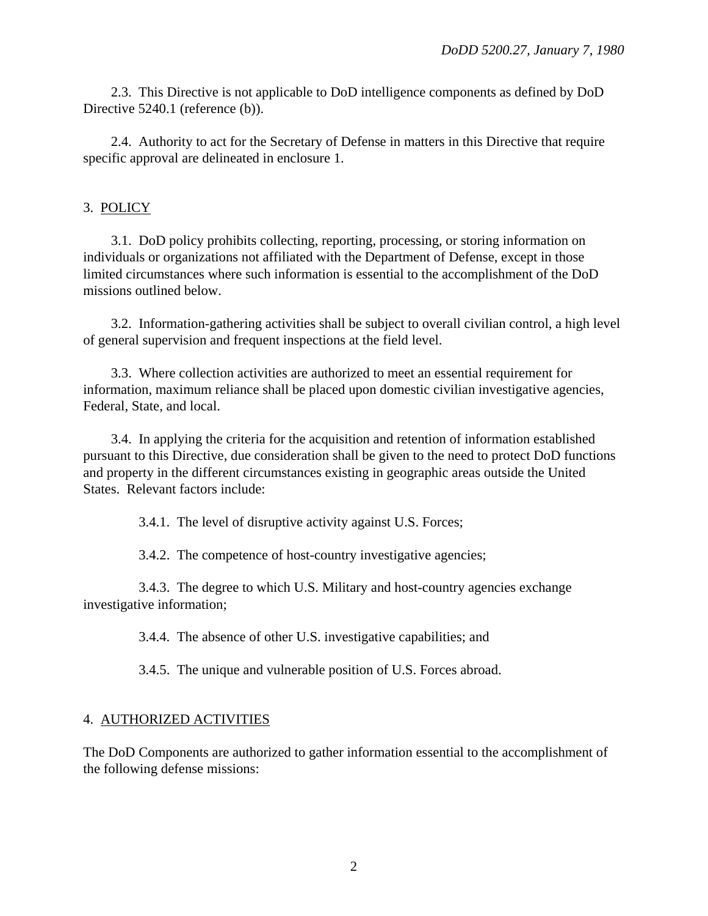2.3. This Directive is not applicable to DoD intelligence components as defined by DoD Directive 5240.1 (reference (b)).

2.4. Authority to act for the Secretary of Defense in matters in this Directive that require specific approval are delineated in enclosure 1.

## 3. POLICY

3.1. DoD policy prohibits collecting, reporting, processing, or storing information on individuals or organizations not affiliated with the Department of Defense, except in those limited circumstances where such information is essential to the accomplishment of the DoD missions outlined below.

3.2. Information-gathering activities shall be subject to overall civilian control, a high level of general supervision and frequent inspections at the field level.

3.3. Where collection activities are authorized to meet an essential requirement for information, maximum reliance shall be placed upon domestic civilian investigative agencies, Federal, State, and local.

3.4. In applying the criteria for the acquisition and retention of information established pursuant to this Directive, due consideration shall be given to the need to protect DoD functions and property in the different circumstances existing in geographic areas outside the United States. Relevant factors include:

3.4.1. The level of disruptive activity against U.S. Forces;

3.4.2. The competence of host-country investigative agencies;

3.4.3. The degree to which U.S. Military and host-country agencies exchange investigative information;

3.4.4. The absence of other U.S. investigative capabilities; and

3.4.5. The unique and vulnerable position of U.S. Forces abroad.

## 4. AUTHORIZED ACTIVITIES

The DoD Components are authorized to gather information essential to the accomplishment of the following defense missions: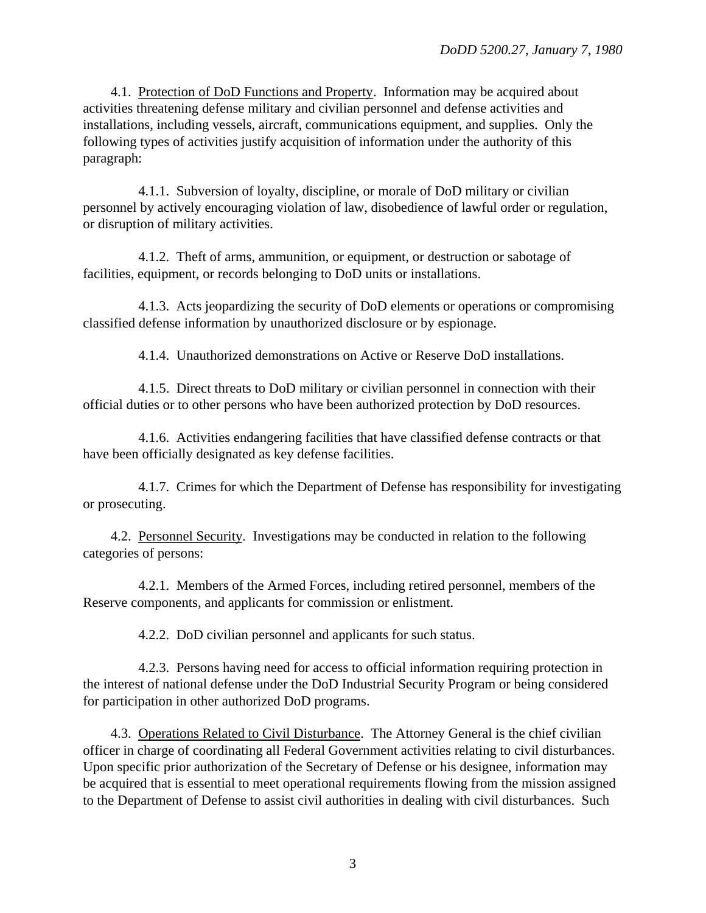4.1. <u>Protection of DoD Functions and Property</u>. Information may be acquired about activities threatening defense military and civilian personnel and defense activities and installations, including vessels, aircraft, communications equipment, and supplies. Only the following types of activities justify acquisition of information under the authority of this paragraph:

4.1.1. Subversion of loyalty, discipline, or morale of DoD military or civilian personnel by actively encouraging violation of law, disobedience of lawful order or regulation, or disruption of military activities.

4.1.2. Theft of arms, ammunition, or equipment, or destruction or sabotage of facilities, equipment, or records belonging to DoD units or installations.

4.1.3. Acts jeopardizing the security of DoD elements or operations or compromising classified defense information by unauthorized disclosure or by espionage.

4.1.4. Unauthorized demonstrations on Active or Reserve DoD installations.

4.1.5. Direct threats to DoD military or civilian personnel in connection with their official duties or to other persons who have been authorized protection by DoD resources.

4.1.6. Activities endangering facilities that have classified defense contracts or that have been officially designated as key defense facilities.

4.1.7. Crimes for which the Department of Defense has responsibility for investigating or prosecuting.

4.2. <u>Personnel Security</u>. Investigations may be conducted in relation to the following categories of persons:

4.2.1. Members of the Armed Forces, including retired personnel, members of the Reserve components, and applicants for commission or enlistment.

4.2.2. DoD civilian personnel and applicants for such status.

4.2.3. Persons having need for access to official information requiring protection in the interest of national defense under the DoD Industrial Security Program or being considered for participation in other authorized DoD programs.

4.3. <u>Operations Related to Civil Disturbance</u>. The Attorney General is the chief civilian officer in charge of coordinating all Federal Government activities relating to civil disturbances. Upon specific prior authorization of the Secretary of Defense or his designee, information may be acquired that is essential to meet operational requirements flowing from the mission assigned to the Department of Defense to assist civil authorities in dealing with civil disturbances. Such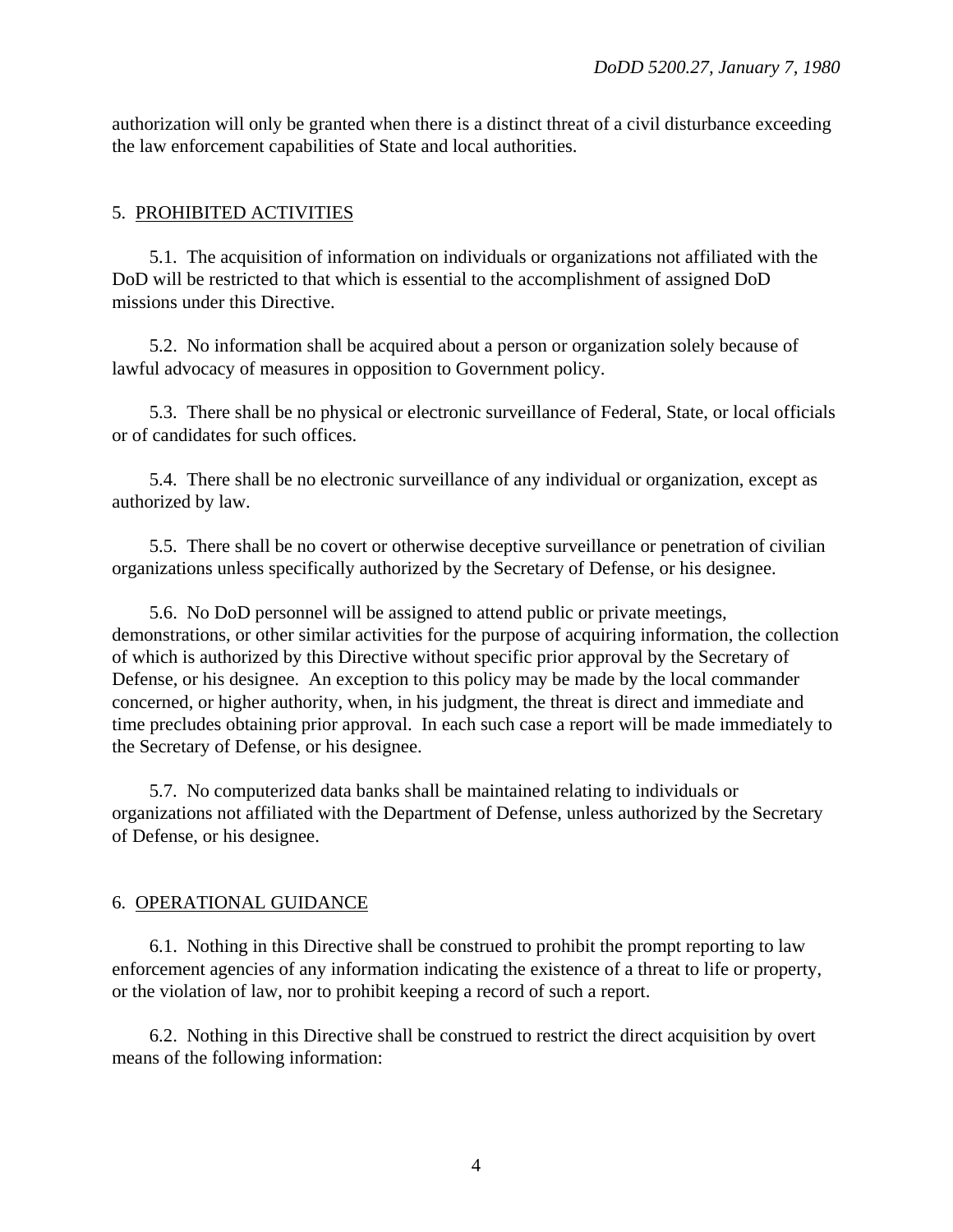authorization will only be granted when there is a distinct threat of a civil disturbance exceeding the law enforcement capabilities of State and local authorities.

## 5. PROHIBITED ACTIVITIES

5.1. The acquisition of information on individuals or organizations not affiliated with the DoD will be restricted to that which is essential to the accomplishment of assigned DoD missions under this Directive.

5.2. No information shall be acquired about a person or organization solely because of lawful advocacy of measures in opposition to Government policy.

5.3. There shall be no physical or electronic surveillance of Federal, State, or local officials or of candidates for such offices.

5.4. There shall be no electronic surveillance of any individual or organization, except as authorized by law.

5.5. There shall be no covert or otherwise deceptive surveillance or penetration of civilian organizations unless specifically authorized by the Secretary of Defense, or his designee.

5.6. No DoD personnel will be assigned to attend public or private meetings, demonstrations, or other similar activities for the purpose of acquiring information, the collection of which is authorized by this Directive without specific prior approval by the Secretary of Defense, or his designee. An exception to this policy may be made by the local commander concerned, or higher authority, when, in his judgment, the threat is direct and immediate and time precludes obtaining prior approval. In each such case a report will be made immediately to the Secretary of Defense, or his designee.

5.7. No computerized data banks shall be maintained relating to individuals or organizations not affiliated with the Department of Defense, unless authorized by the Secretary of Defense, or his designee.

## 6. OPERATIONAL GUIDANCE

6.1. Nothing in this Directive shall be construed to prohibit the prompt reporting to law enforcement agencies of any information indicating the existence of a threat to life or property, or the violation of law, nor to prohibit keeping a record of such a report.

6.2. Nothing in this Directive shall be construed to restrict the direct acquisition by overt means of the following information: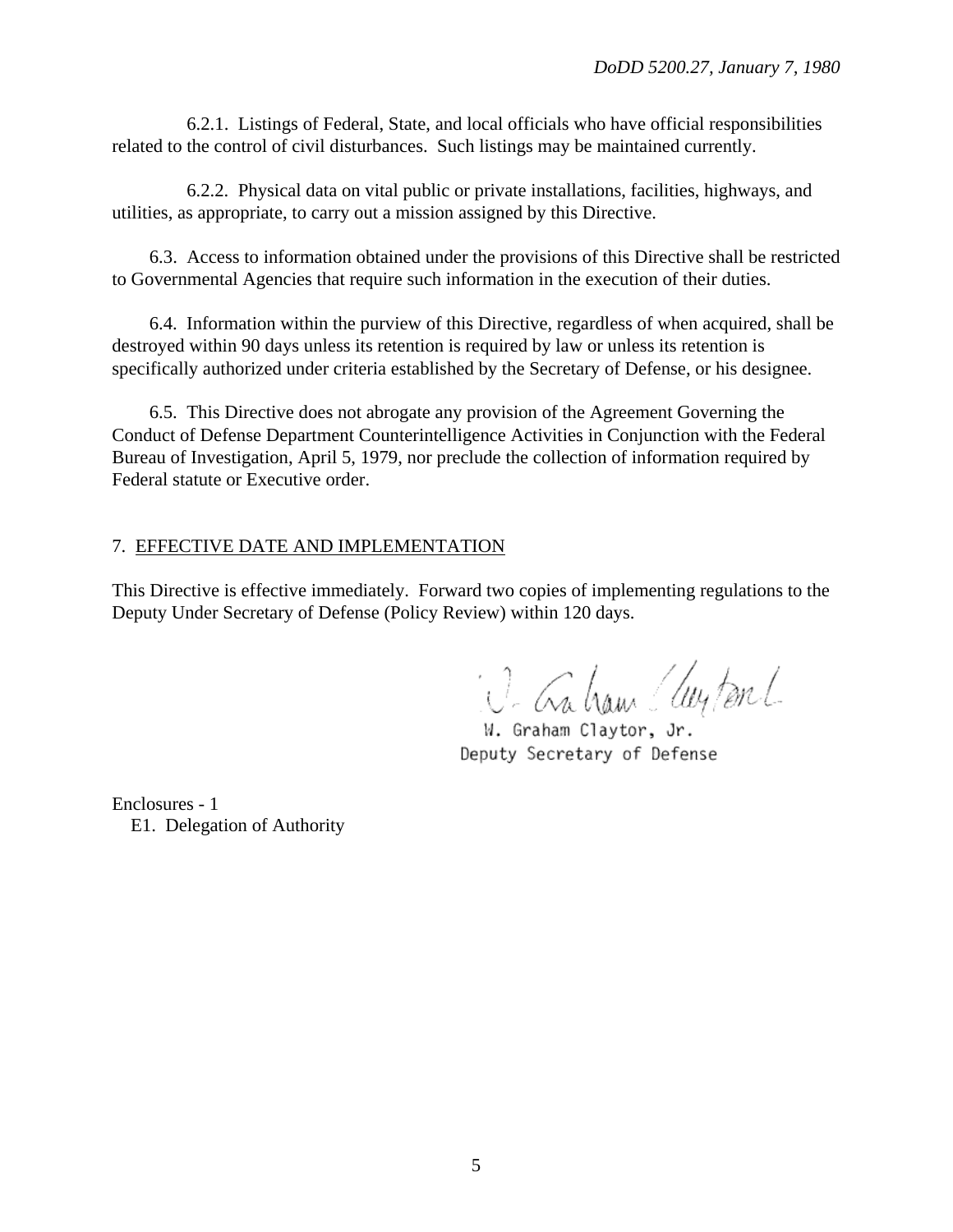6.2.1. Listings of Federal, State, and local officials who have official responsibilities related to the control of civil disturbances. Such listings may be maintained currently.

6.2.2. Physical data on vital public or private installations, facilities, highways, and utilities, as appropriate, to carry out a mission assigned by this Directive.

6.3. Access to information obtained under the provisions of this Directive shall be restricted to Governmental Agencies that require such information in the execution of their duties.

6.4. Information within the purview of this Directive, regardless of when acquired, shall be destroyed within 90 days unless its retention is required by law or unless its retention is specifically authorized under criteria established by the Secretary of Defense, or his designee.

6.5. This Directive does not abrogate any provision of the Agreement Governing the Conduct of Defense Department Counterintelligence Activities in Conjunction with the Federal Bureau of Investigation, April 5, 1979, nor preclude the collection of information required by Federal statute or Executive order.

## 7. EFFECTIVE DATE AND IMPLEMENTATION

This Directive is effective immediately. Forward two copies of implementing regulations to the Deputy Under Secretary of Defense (Policy Review) within 120 days.

W. Graham Claytor, Jr.
Deputy Secretary of Defense

Enclosures - 1
E1. Delegation of Authority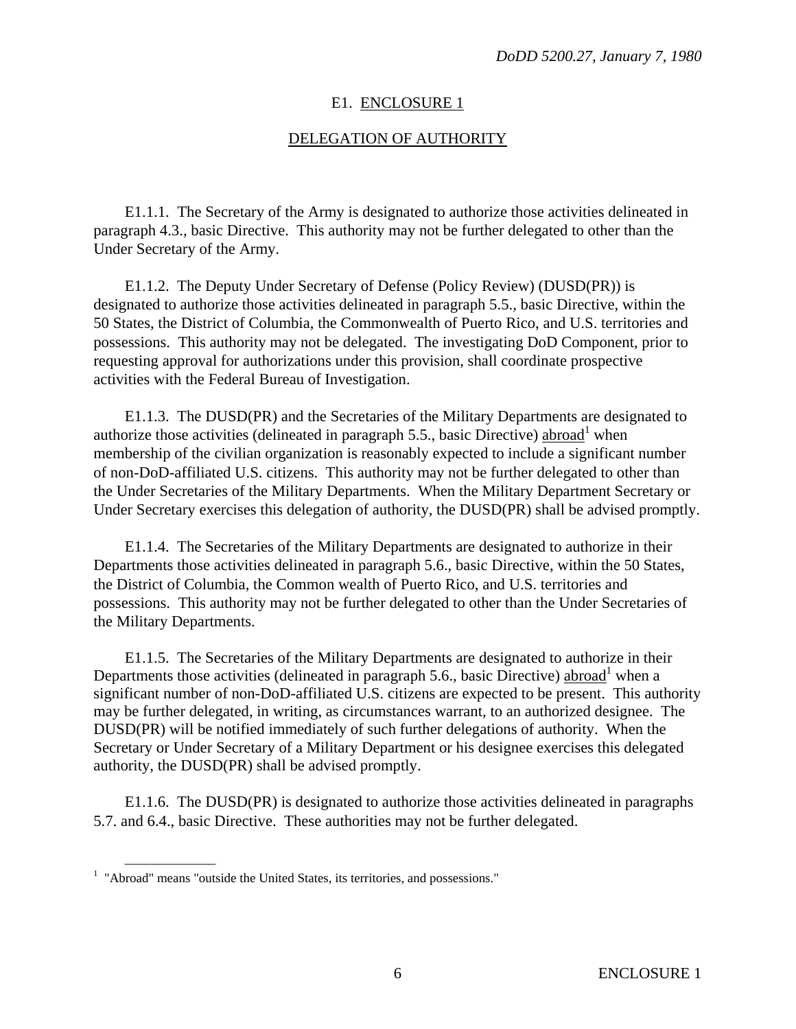## E1. ENCLOSURE 1

## DELEGATION OF AUTHORITY

E1.1.1. The Secretary of the Army is designated to authorize those activities delineated in paragraph 4.3., basic Directive. This authority may not be further delegated to other than the Under Secretary of the Army.

E1.1.2. The Deputy Under Secretary of Defense (Policy Review) (DUSD(PR)) is designated to authorize those activities delineated in paragraph 5.5., basic Directive, within the 50 States, the District of Columbia, the Commonwealth of Puerto Rico, and U.S. territories and possessions. This authority may not be delegated. The investigating DoD Component, prior to requesting approval for authorizations under this provision, shall coordinate prospective activities with the Federal Bureau of Investigation.

E1.1.3. The DUSD(PR) and the Secretaries of the Military Departments are designated to authorize those activities (delineated in paragraph 5.5., basic Directive) abroad[1] when membership of the civilian organization is reasonably expected to include a significant number of non-DoD-affiliated U.S. citizens. This authority may not be further delegated to other than the Under Secretaries of the Military Departments. When the Military Department Secretary or Under Secretary exercises this delegation of authority, the DUSD(PR) shall be advised promptly.

E1.1.4. The Secretaries of the Military Departments are designated to authorize in their Departments those activities delineated in paragraph 5.6., basic Directive, within the 50 States, the District of Columbia, the Common wealth of Puerto Rico, and U.S. territories and possessions. This authority may not be further delegated to other than the Under Secretaries of the Military Departments.

E1.1.5. The Secretaries of the Military Departments are designated to authorize in their Departments those activities (delineated in paragraph 5.6., basic Directive) abroad[1] when a significant number of non-DoD-affiliated U.S. citizens are expected to be present. This authority may be further delegated, in writing, as circumstances warrant, to an authorized designee. The DUSD(PR) will be notified immediately of such further delegations of authority. When the Secretary or Under Secretary of a Military Department or his designee exercises this delegated authority, the DUSD(PR) shall be advised promptly.

E1.1.6. The DUSD(PR) is designated to authorize those activities delineated in paragraphs 5.7. and 6.4., basic Directive. These authorities may not be further delegated.

---

[1] "Abroad" means "outside the United States, its territories, and possessions."